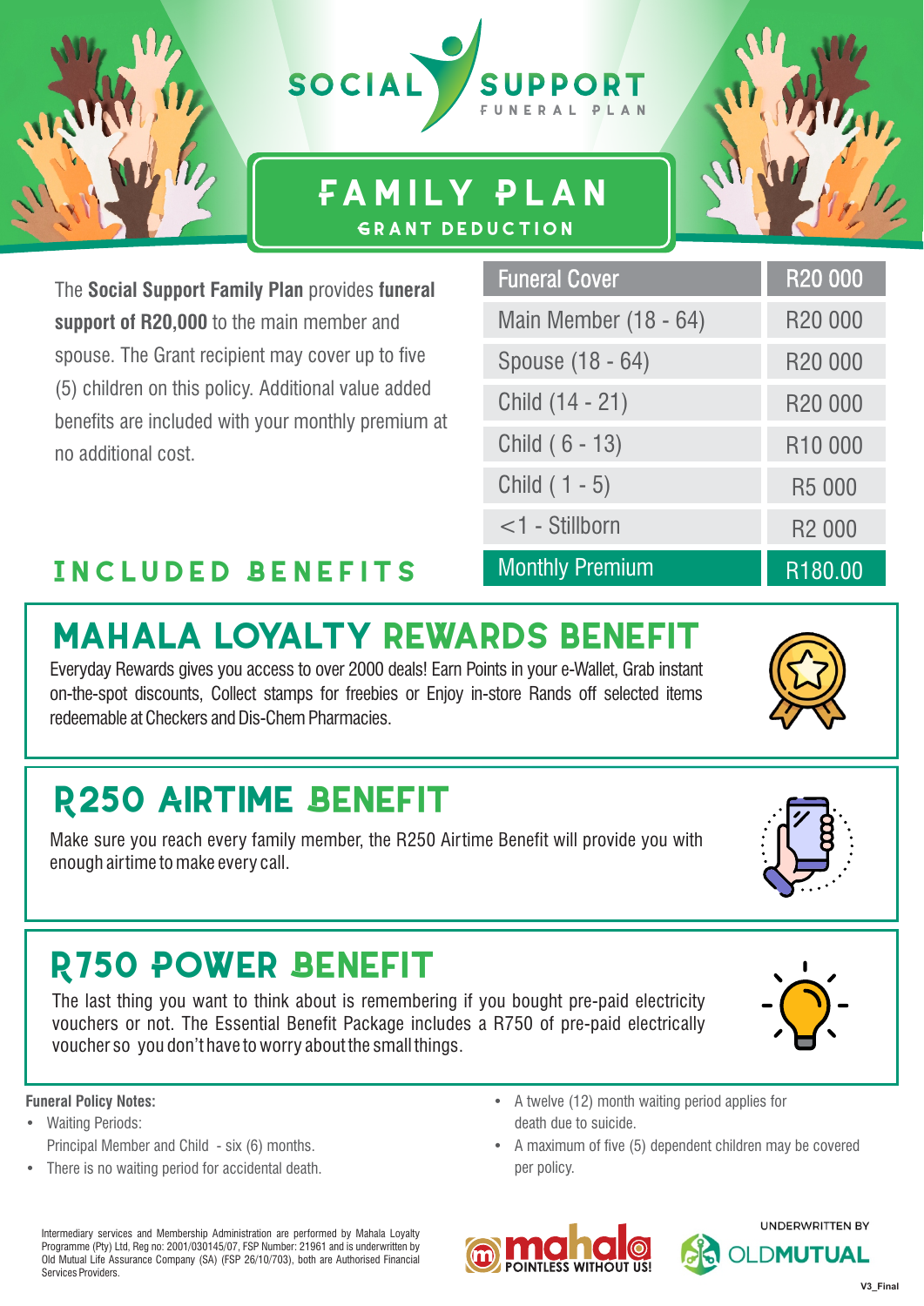# SOCIAL SUPPORT FUNERAL PLAN

## FAMILY PLAN
### GRANT DEDUCTION

The **Social Support Family Plan** provides **funeral support of R20,000** to the main member and spouse. The Grant recipient may cover up to five (5) children on this policy. Additional value added benefits are included with your monthly premium at no additional cost.

| Funeral Cover | R20 000 |
|---|---|
| Main Member (18 - 64) | R20 000 |
| Spouse (18 - 64) | R20 000 |
| Child (14 - 21) | R20 000 |
| Child ( 6 - 13) | R10 000 |
| Child ( 1 - 5) | R5 000 |
| <1 - Stillborn | R2 000 |
| Monthly Premium | R180.00 |

## INCLUDED BENEFITS

### MAHALA LOYALTY REWARDS BENEFIT

Everyday Rewards gives you access to over 2000 deals! Earn Points in your e-Wallet, Grab instant on-the-spot discounts, Collect stamps for freebies or Enjoy in-store Rands off selected items redeemable at Checkers and Dis-Chem Pharmacies.

### R250 AIRTIME BENEFIT

Make sure you reach every family member, the R250 Airtime Benefit will provide you with enough airtime to make every call.

### R750 POWER BENEFIT

The last thing you want to think about is remembering if you bought pre-paid electricity vouchers or not. The Essential Benefit Package includes a R750 of pre-paid electrically voucher so you don't have to worry about the small things.

**Funeral Policy Notes:**

- Waiting Periods:
  Principal Member and Child - six (6) months.
- There is no waiting period for accidental death.
- A twelve (12) month waiting period applies for death due to suicide.
- A maximum of five (5) dependent children may be covered per policy.

Intermediary services and Membership Administration are performed by Mahala Loyalty Programme (Pty) Ltd, Reg no: 2001/030145/07, FSP Number: 21961 and is underwritten by Old Mutual Life Assurance Company (SA) (FSP 26/10/703), both are Authorised Financial Services Providers.

mahala POINTLESS WITHOUT US!

UNDERWRITTEN BY OLDMUTUAL

V3_Final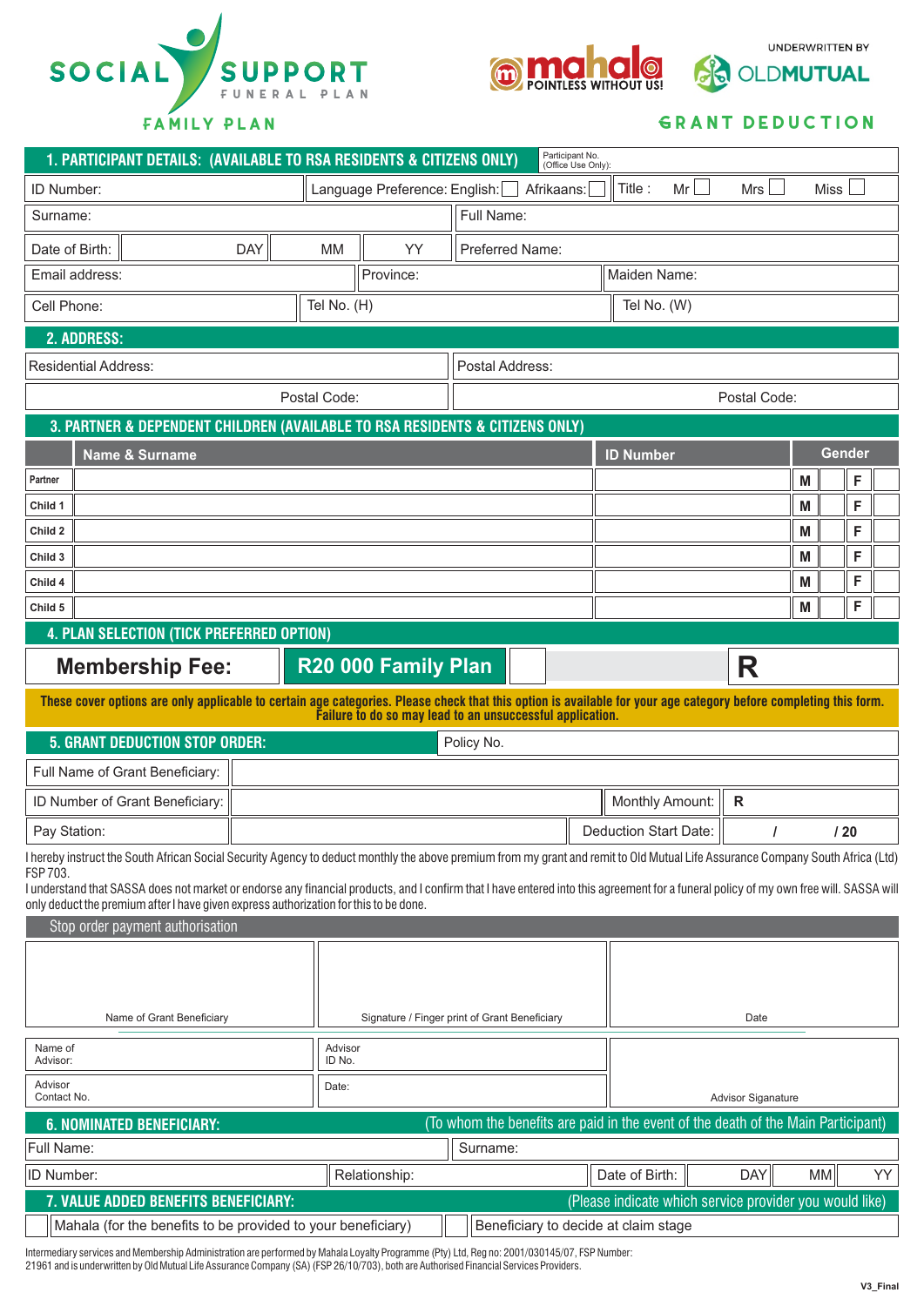SOCIAL SUPPORT FUNERAL PLAN

FAMILY PLAN

mahala POINTLESS WITHOUT US!

UNDERWRITTEN BY OLDMUTUAL

GRANT DEDUCTION

## 1. PARTICIPANT DETAILS: (AVAILABLE TO RSA RESIDENTS & CITIZENS ONLY)

Participant No. (Office Use Only):

| ID Number: | Language Preference: English: ☐ Afrikaans: ☐ | Title : Mr ☐ Mrs ☐ Miss ☐ |
|---|---|---|
| Surname: | Full Name: | |
| Date of Birth: DAY MM YY | Preferred Name: | |
| Email address: | Province: | Maiden Name: |
| Cell Phone: | Tel No. (H) | Tel No. (W) |

## 2. ADDRESS:

| Residential Address: | Postal Address: |
|---|---|
| Postal Code: | Postal Code: |

## 3. PARTNER & DEPENDENT CHILDREN (AVAILABLE TO RSA RESIDENTS & CITIZENS ONLY)

| | Name & Surname | ID Number | Gender | | | |
|---|---|---|---|---|---|---|
| Partner | | | M | | F | |
| Child 1 | | | M | | F | |
| Child 2 | | | M | | F | |
| Child 3 | | | M | | F | |
| Child 4 | | | M | | F | |
| Child 5 | | | M | | F | |

## 4. PLAN SELECTION (TICK PREFERRED OPTION)

| Membership Fee: | R20 000 Family Plan | | | R |
|---|---|---|---|---|

**These cover options are only applicable to certain age categories. Please check that this option is available for your age category before completing this form. Failure to do so may lead to an unsuccessful application.**

## 5. GRANT DEDUCTION STOP ORDER:

Policy No.

| Full Name of Grant Beneficiary: | | | |
|---|---|---|---|
| ID Number of Grant Beneficiary: | | Monthly Amount: | R |
| Pay Station: | | Deduction Start Date: | / / 20 |

I hereby instruct the South African Social Security Agency to deduct monthly the above premium from my grant and remit to Old Mutual Life Assurance Company South Africa (Ltd) FSP 703.

I understand that SASSA does not market or endorse any financial products, and I confirm that I have entered into this agreement for a funeral policy of my own free will. SASSA will only deduct the premium after I have given express authorization for this to be done.

### Stop order payment authorisation

| Name of Grant Beneficiary | Signature / Finger print of Grant Beneficiary | Date |
|---|---|---|

| Name of Advisor: | Advisor ID No. | Advisor Siganature |
|---|---|---|
| Advisor Contact No. | Date: | |

## 6. NOMINATED BENEFICIARY:

(To whom the benefits are paid in the event of the death of the Main Participant)

| Full Name: | Surname: | |
|---|---|---|
| ID Number: | Relationship: | Date of Birth: DAY MM YY |

## 7. VALUE ADDED BENEFITS BENEFICIARY:

(Please indicate which service provider you would like)

☐ Mahala (for the benefits to be provided to your beneficiary) ☐ Beneficiary to decide at claim stage

Intermediary services and Membership Administration are performed by Mahala Loyalty Programme (Pty) Ltd, Reg no: 2001/030145/07, FSP Number: 21961 and is underwritten by Old Mutual Life Assurance Company (SA) (FSP 26/10/703), both are Authorised Financial Services Providers.

V3_Final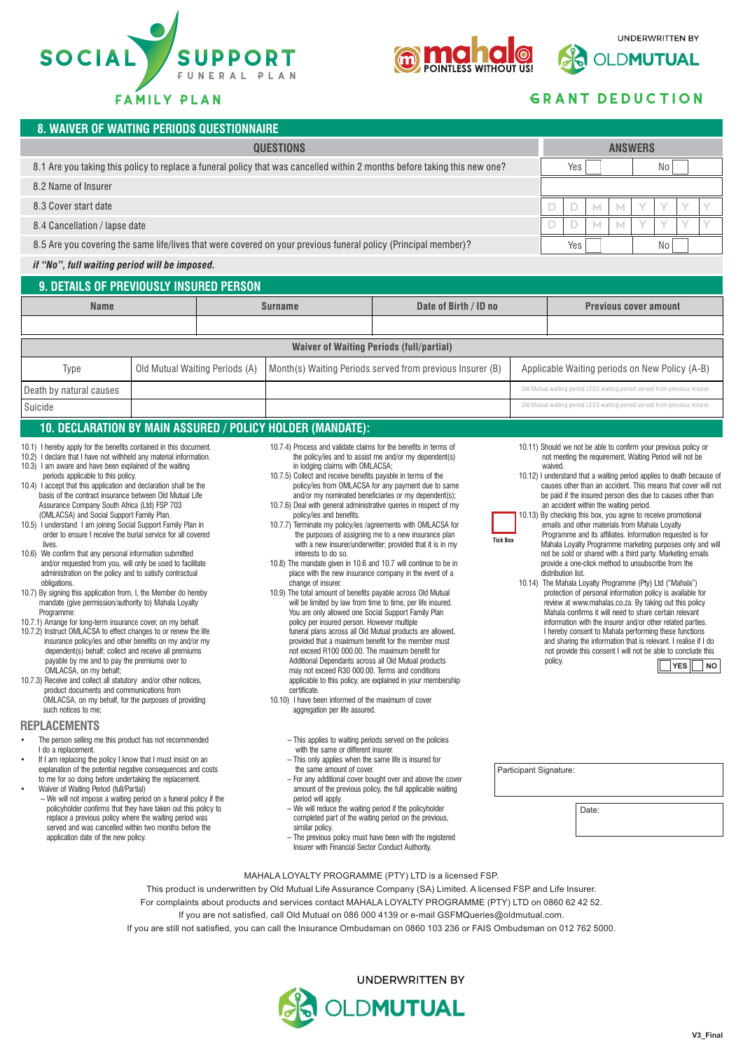SOCIAL SUPPORT FUNERAL PLAN

FAMILY PLAN

mahala POINTLESS WITHOUT US!

UNDERWRITTEN BY OLDMUTUAL

GRANT DEDUCTION

## 8. WAIVER OF WAITING PERIODS QUESTIONNAIRE

| QUESTIONS | ANSWERS |
|---|---|
| 8.1 Are you taking this policy to replace a funeral policy that was cancelled within 2 months before taking this new one? | Yes ☐ No ☐ |
| 8.2 Name of Insurer | |
| 8.3 Cover start date | D D M M Y Y Y Y |
| 8.4 Cancellation / lapse date | D D M M Y Y Y Y |
| 8.5 Are you covering the same life/lives that were covered on your previous funeral policy (Principal member)? | Yes ☐ No ☐ |

*if "No", full waiting period will be imposed.*

## 9. DETAILS OF PREVIOUSLY INSURED PERSON

| Name | Surname | Date of Birth / ID no | Previous cover amount |
|---|---|---|---|
| | | | |

**Waiver of Waiting Periods (full/partial)**

| Type | Old Mutual Waiting Periods (A) | Month(s) Waiting Periods served from previous Insurer (B) | Applicable Waiting periods on New Policy (A-B) |
|---|---|---|---|
| Death by natural causes | | | Old Mutual waiting period LESS waiting period served from previous insurer |
| Suicide | | | Old Mutual waiting period LESS waiting period served from previous insurer |

## 10. DECLARATION BY MAIN ASSURED / POLICY HOLDER (MANDATE):

10.1) I hereby apply for the benefits contained in this document.
10.2) I declare that I have not withheld any material information.
10.3) I am aware and have been explained of the waiting periods applicable to this policy.
10.4) I accept that this application and declaration shall be the basis of the contract insurance between Old Mutual Life Assurance Company South Africa (Ltd) FSP 703 (OMLACSA) and Social Support Family Plan.
10.5) I understand I am joining Social Support Family Plan in order to ensure I receive the burial service for all covered lives.
10.6) We confirm that any personal information submitted and/or requested from you, will only be used to facilitate administration on the policy and to satisfy contractual obligations.
10.7) By signing this application from, I, the Member do hereby mandate (give permission/authority to) Mahala Loyalty Programme:
10.7.1) Arrange for long-term insurance cover, on my behalf.
10.7.2) Instruct OMLACSA to effect changes to or renew the life insurance policy/ies and other benefits on my and/or my dependent(s) behalf; collect and receive all premiums payable by me and to pay the premiums over to OMLACSA, on my behalf;
10.7.3) Receive and collect all statutory and/or other notices, product documents and communications from OMLACSA, on my behalf, for the purposes of providing such notices to me;
10.7.4) Process and validate claims for the benefits in terms of the policy/ies and to assist me and/or my dependent(s) in lodging claims with OMLACSA;
10.7.5) Collect and receive benefits payable in terms of the policy/ies from OMLACSA for any payment due to same and/or my nominated beneficiaries or my dependent(s);
10.7.6) Deal with general administrative queries in respect of my policy/ies and benefits.
10.7.7) Terminate my policy/ies /agreements with OMLACSA for the purposes of assigning me to a new insurance plan with a new insurer/underwriter; provided that it is in my interests to do so.
10.8) The mandate given in 10.6 and 10.7 will continue to be in place with the new insurance company in the event of a change of insurer.
10.9) The total amount of benefits payable across Old Mutual will be limited by law from time to time, per life insured. You are only allowed one Social Support Family Plan policy per insured person. However multiple funeral plans across all Old Mutual products are allowed, provided that a maximum benefit for the member must not exceed R100 000.00. The maximum benefit for Additional Dependants across all Old Mutual products may not exceed R30 000.00. Terms and conditions applicable to this policy, are explained in your membership certificate.
10.10) I have been informed of the maximum of cover aggregation per life assured.
10.11) Should we not be able to confirm your previous policy or not meeting the requirement, Waiting Period will not be waived.
10.12) I understand that a waiting period applies to death because of causes other than an accident. This means that cover will not be paid if the insured person dies due to causes other than an accident within the waiting period.
10.13) By checking this box, you agree to receive promotional emails and other materials from Mahala Loyalty Programme and its affiliates. Information requested is for Mahala Loyalty Programme marketing purposes only and will not be sold or shared with a third party. Marketing emails provide a one-click method to unsubscribe from the distribution list. ☐ Tick Box
10.14) The Mahala Loyalty Programme (Pty) Ltd ("Mahala") protection of personal information policy is available for review at www.mahalas.co.za. By taking out this policy Mahala confirms it will need to share certain relevant information with the insurer and/or other related parties. I hereby consent to Mahala performing these functions and sharing the information that is relevant. I realise if I do not provide this consent I will not be able to conclude this policy. ☐ YES ☐ NO

### REPLACEMENTS

- The person selling me this product has not recommended I do a replacement.
- If I am replacing the policy I know that I must insist on an explanation of the potential negative consequences and costs to me for so doing before undertaking the replacement.
- Waiver of Waiting Period (full/Partial)
  - We will not impose a waiting period on a funeral policy if the policyholder confirms that they have taken out this policy to replace a previous policy where the waiting period was served and was cancelled within two months before the application date of the new policy.
  - This applies to waiting periods served on the policies with the same or different insurer.
  - This only applies when the same life is insured for the same amount of cover.
  - For any additional cover bought over and above the cover amount of the previous policy, the full applicable waiting period will apply.
  - We will reduce the waiting period if the policyholder completed part of the waiting period on the previous, similar policy.
  - The previous policy must have been with the registered Insurer with Financial Sector Conduct Authority.

Participant Signature:

Date:

MAHALA LOYALTY PROGRAMME (PTY) LTD is a licensed FSP.
This product is underwritten by Old Mutual Life Assurance Company (SA) Limited. A licensed FSP and Life Insurer.
For complaints about products and services contact MAHALA LOYALTY PROGRAMME (PTY) LTD on 0860 62 42 52.
If you are not satisfied, call Old Mutual on 086 000 4139 or e-mail GSFMQueries@oldmutual.com.
If you are still not satisfied, you can call the Insurance Ombudsman on 0860 103 236 or FAIS Ombudsman on 012 762 5000.

UNDERWRITTEN BY OLDMUTUAL

V3_Final